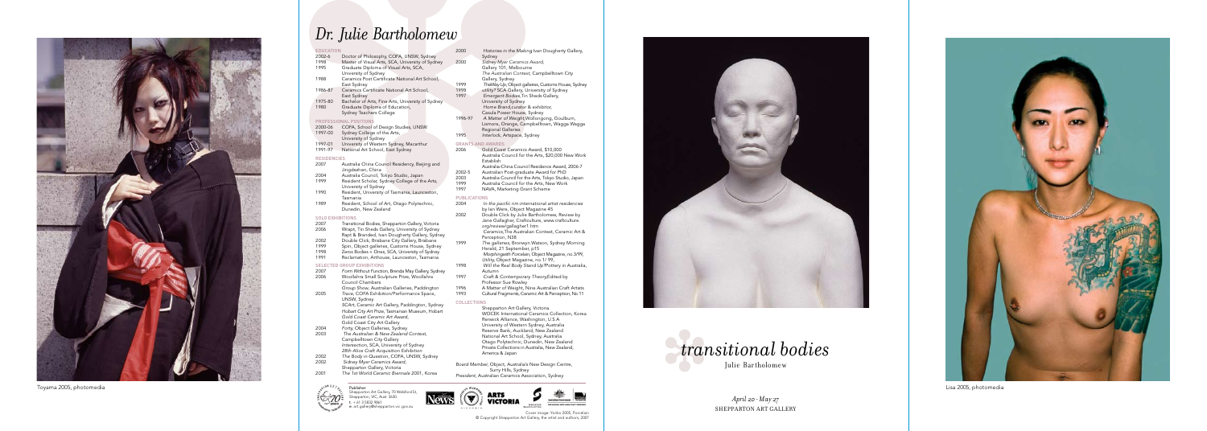Toyama 2005, photomedia

# Dr. Julie Bartholomew

## EDUCATION

| | |
|---|---|
| 2002-6 | Doctor of Philosophy, COFA, UNSW, Sydney |
| 1998 | Master of Visual Arts, SCA, University of Sydney |
| 1995 | Graduate Diploma of Visual Arts, SCA, University of Sydney |
| 1988 | Ceramics Post Certificate National Art School, East Sydney |
| 1986-87 | Ceramics Certificate National Art School, East Sydney |
| 1975-80 | Bachelor of Arts, Fine Arts, University of Sydney |
| 1980 | Graduate Diploma of Education, Sydney Teachers College |

## PROFESSIONAL POSITIONS

| | |
|---|---|
| 2000-06 | COFA, School of Design Studies, UNSW |
| 1997-00 | Sydney College of the Arts, University of Sydney |
| 1997-01 | University of Western Sydney, Macarthur |
| 1991-97 | National Art School, East Sydney |

## RESIDENCIES

| | |
|---|---|
| 2007 | Australia China Council Residency, Beijing and Jingdezhen, China |
| 2004 | Australia Council, Tokyo Studio, Japan |
| 1999 | Resident Scholar, Sydney College of the Arts, University of Sydney |
| 1990 | Resident, University of Tasmania, Launceston, Tasmania |
| 1989 | Resident, School of Art, Otago Polytechnic, Dunedin, New Zealand |

## SOLO EXHIBITIONS

| | |
|---|---|
| 2007 | Transitional Bodies, Shepparton Art Gallery, Victoria |
| 2006 | Wrapt, Tin Sheds Gallery, University of Sydney |
| | Rapt & Branded, Ivan Dougherty Gallery, Sydney |
| 2002 | Double Click, Brisbane City Gallery, Brisbane |
| 1999 | Spin, Object galleries, Customs House, Sydney |
| 1998 | Zeros Bodies = Ones, SCA, University of Sydney |
| 1991 | Reclamation, Arthouse, Launceston, Tasmania |

## SELECTED GROUP EXHIBITIONS

| | |
|---|---|
| 2007 | *Form Without Function*, Brenda May Gallery, Sydney |
| 2006 | Woollahra Small Sculpture Prize, Woollahra Council Chambers |
| | Group Show, Australian Galleries, Paddington |
| 2005 | *Trace*, COFA Exhibition/Performance Space, UNSW, Sydney |
| | *SCArt*, Ceramic Art Gallery, Paddington, Sydney |
| | *Hobart City Art Prize*, Tasmanian Museum, Hobart |
| | *Gold Coast Ceramic Art Award*, Gold Coast City Art Gallery |
| 2004 | *Forty*, Object Galleries, Sydney |
| 2003 | *The Australian & New Zealand Context*, Campbelltown City Gallery |
| | *Intersection*, SCA, University of Sydney |
| | *28th Alice Craft Acquisition Exhibition* |
| 2002 | *The Body in Question*, COFA, UNSW, Sydney |
| 2002 | *Sidney Myer Ceramics Award*, Shepparton Gallery, Victoria |
| 2001 | *The 1st World Ceramic Biennale 2001*, Korea |
| 2000 | *Histories in the Making* Ivan Dougherty Gallery, Sydney |
| 2000 | *Sidney Myer Ceramics Award*, Gallery 101, Melbourne |
| | *The Australian Context*, Campbelltown City Gallery, Sydney |
| 1999 | *TheWay Up*, Object galleries, Customs House, Sydney |
| 1998 | *utility?* SCA Gallery, University of Sydney |
| 1997 | *Emergent Bodies*, Tin Sheds Gallery, University of Sydney |
| | *Home Brand*, curator & exhibitor, Casula Power House, Sydney |
| 1996-97 | *A Matter of Weight*, Wollongong, Goulburn, Lismore, Orange, Campbelltown, Wagga Wagga Regional Galleries |
| 1995 | *Interlock*, Artspace, Sydney |

## GRANTS AND AWARDS

| | |
|---|---|
| 2006 | Gold Coast Ceramics Award, $10,000 |
| | Australia Council for the Arts, $20,000 New Work Establish |
| | Australia-China Council Residence Award, 2006-7 |
| 2002-5 | Australian Post-graduate Award for PhD |
| 2003 | Australia Council for the Arts, Tokyo Studio, Japan |
| 1999 | Australia Council for the Arts, New Work |
| 1997 | NAVA, Marketing Grant Scheme |

## PUBLICATIONS

| | |
|---|---|
| 2004 | *In the pacific rim* international artist residencies by Ian Were, Object Magazine 45 |
| 2002 | Double Click by Julie Bartholomew, Review by Jane Gallagher, Craftculture, www.craftculture.org/review/gallagher1.htm |
| | *Ceramics*, The Australian Context, Ceramic Art & Perception, N38 |
| 1999 | *The galleries*, Bronwyn Watson, Sydney Morning Herald, 21 September, p15 |
| | *Morphing* with Porcelain, Object Magazine, no 3/99, |
| | *Utility*, Object Magazine, no 1/ 99, |
| 1998 | Will the Real Body Stand Up?Pottery in Australia, Autumn |
| 1997 | *Craft & Contemporary Theory*,Edited by Professor Sue Rowley |
| 1996 | A Matter of Weight, Nine Australian Craft Artists |
| 1993 | Cultural Fragments, Ceramic Art & Perception, No 11 |

## COLLECTIONS

Shepparton Art Gallery, Victoria
WOCEK International Ceramics Collection, Korea
Renwick Alliance, Washington, U.S.A
University of Western Sydney, Australia
Reserve Bank, Auckland, New Zealand
National Art School, Sydney, Australia
Otago Polytechnic, Dunedin, New Zealand
Private Collections in Australia, New Zealand, America & Japan

*Board Member*, Object, Australia's New Design Centre, Surry Hills, Sydney
*President*, Australian Ceramics Association, Sydney

Publisher
Shepparton Art Gallery, 70 Welsford St, Shepparton, VIC, Aust 3630.
t. +61 3 5832 9861
e. art.gallery@shepparton.vic.gov.au

Cover image: Yoriko 2005, Porcelain
© Copyright Shepparton Art Gallery, the artist and authors, 2007

# *transitional bodies*

Julie Bartholomew

*April 20 - May 27*
SHEPPARTON ART GALLERY

Lisa 2005, photomedia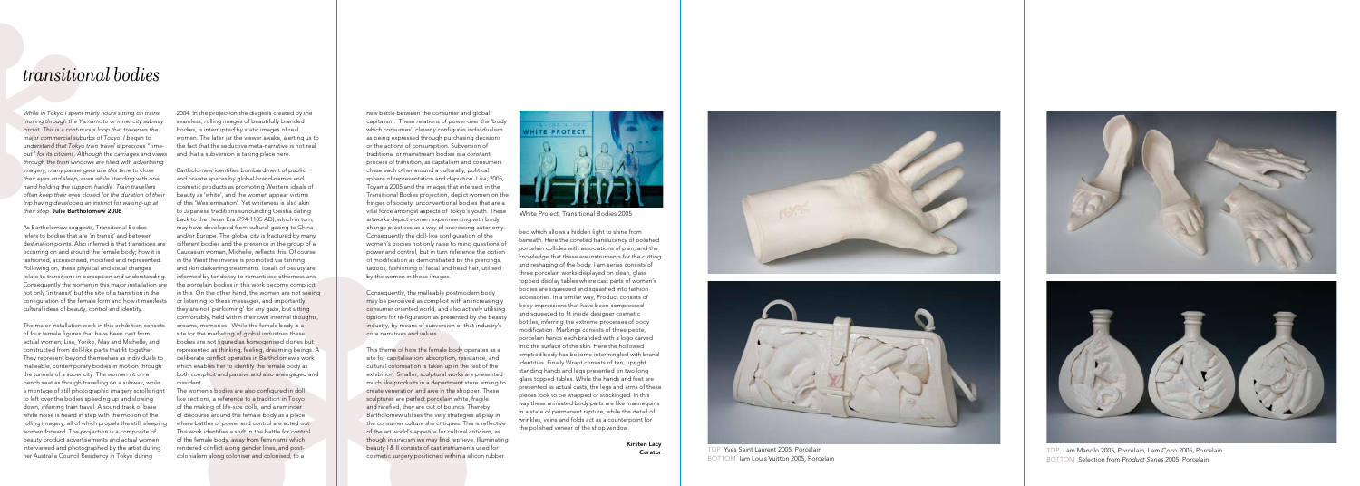# *transitional bodies*

*While in Tokyo I spent many hours sitting on trains moving through the Yamamoto or inner city subway circuit. This is a continuous loop that traverses the major commercial suburbs of Tokyo. I began to understand that Tokyo train travel is precious "time-out" for its citizens. Although the carriages and views through the train windows are filled with advertising imagery, many passengers use this time to close their eyes and sleep, even while standing with one hand holding the support handle. Train travellers often keep their eyes closed for the duration of their trip having developed an instinct for waking-up at their stop.* **Julie Bartholomew 2006**

As Bartholomew suggests, Transitional Bodies refers to bodies that are 'in transit' and between destination points. Also inferred is that transitions are occurring on and around the female body; how it is fashioned, accessorised, modified and represented. Following on, these physical and visual changes relate to transitions in perception and understanding. Consequently the women in this major installation are not only 'in transit' but the site of a transition in the configuration of the female form and how it manifests cultural ideas of beauty, control and identity.

The major installation work in this exhibition consists of four female figures that have been cast from actual women; Lisa, Yoriko, May and Michelle, and constructed from doll-like parts that fit together. They represent beyond themselves as individuals to malleable, contemporary bodies in motion through the tunnels of a super city. The women sit on a bench seat as though travelling on a subway, while a montage of still photographic imagery scrolls right to left over the bodies speeding up and slowing down, inferring train travel. A sound track of base white noise is heard in step with the motion of the rolling imagery, all of which propels the still, sleeping women forward. The projection is a composite of beauty product advertisements and actual women interviewed and photographed by the artist during her Australia Council Residency in Tokyo during 2004. In the projection the diegesis created by the seamless, rolling images of beautifully branded bodies, is interrupted by static images of real women. The later jar the viewer awake, alerting us to the fact that the seductive meta-narrative is not real and that a subversion is taking place here.

Bartholomew identifies bombardment of public and private spaces by global brand-names and cosmetic products as promoting Western ideals of beauty as 'white', and the women appear victims of this 'Westernisation'. Yet whiteness is also akin to Japanese traditions surrounding Geisha dating back to the Heian Era (794-1185 AD), which in turn, may have developed from cultural gazing to China and/or Europe. The global city is fractured by many different bodies and the presence in the group of a Caucasian woman, Michelle, reflects this. Of course in the West the inverse is promoted via tanning and skin darkening treatments. Ideals of beauty are informed by tendency to romanticise otherness and the porcelain bodies in this work become complicit in this. On the other hand, the women are not seeing or listening to these messages, and importantly, they are not 'performing' for any gaze, but sitting comfortably, held within their own internal thoughts, dreams, memories. While the female body is a site for the marketing of global industries these bodies are not figured as homogenised clones but represented as thinking, feeling, dreaming beings. A deliberate conflict operates in Bartholomew's work which enables her to identify the female body as both complicit and passive and also unengaged and dissident.

The women's bodies are also configured in doll like sections, a reference to a tradition in Tokyo of the making of life-size dolls, and a reminder of discourse around the female body as a place where battles of power and control are acted out. This work identifies a shift in the battle for control of the female body, away from feminisms which rendered conflict along gender lines, and post-colonialism along coloniser and colonised, to a new battle between the consumer and global capitalism. These relations of power over the 'body which consumes', cleverly configures individualism as being expressed through purchasing decisions or the actions of consumption. Subversion of traditional or mainstream bodies is a constant process of transition, as capitalism and consumers chase each other around a culturally, political sphere of representation and depiction. Lisa, 2005, Toyama 2005 and the images that intersect in the Transitional Bodies projection, depict women on the fringes of society; unconventional bodies that are a vital force amongst aspects of Tokyo's youth. These artworks depict women experimenting with body change practices as a way of expressing autonomy. Consequently the doll-like configuration of the women's bodies not only raise to mind questions of power and control, but in turn reference the option of modification as demonstrated by the piercings, tattoos, fashioning of facial and head hair, utilised by the women in these images.

Consequently, the malleable postmodern body may be perceived as complicit with an increasingly consumer oriented world, and also actively utilising options for re-figuration as presented by the beauty industry, by means of subversion of that industry's core narratives and values.

This theme of how the female body operates as a site for capitalisation, absorption, resistance, and cultural colonisation is taken up in the rest of the exhibition. Smaller, sculptural works are presented much like products in a department store aiming to create veneration and awe in the shopper. These sculptures are perfect porcelain white, fragile and rarefied, they are out of bounds. Thereby Bartholomew utilises the very strategies at play in the consumer culture she critiques. This is reflective of the art world's appetite for cultural criticism, as though in sincerism we may find reprieve. Illuminating beauty I & II consists of cast instruments used for cosmetic surgery positioned within a silicon rubber bed which allows a hidden light to shine from beneath. Here the coveted translucency of polished porcelain collides with associations of pain, and the knowledge that these are instruments for the cutting and reshaping of the body. I am series consists of three porcelain works displayed on clean, glass topped display tables where cast parts of women's bodies are squeezed and squashed into fashion accessories. In a similar way, Product consists of body impressions that have been compressed and squeezed to fit inside designer cosmetic bottles, inferring the extreme processes of body modification. Markings consists of three petite, porcelain hands each branded with a logo carved into the surface of the skin. Here the hollowed emptied body has become intermingled with brand identities. Finally Wrapt consists of ten, upright standing hands and legs presented on two long glass topped tables. While the hands and feet are presented as actual casts, the legs and arms of these pieces look to be wrapped or stockinged. In this way these animated body parts are like mannequins in a state of permanent rapture, while the detail of wrinkles, veins and folds act as a counterpoint for the polished veneer of the shop window.

**Kirsten Lacy**
**Curator**

White Project, Transitional Bodies 2005

TOP Yves Saint Laurent 2005, Porcelain
BOTTOM Iam Louis Vuitton 2005, Porcelain

TOP I am Manolo 2005, Porcelain, I am Coco 2005, Porcelain
BOTTOM Selection from *Product Series* 2005, Porcelain